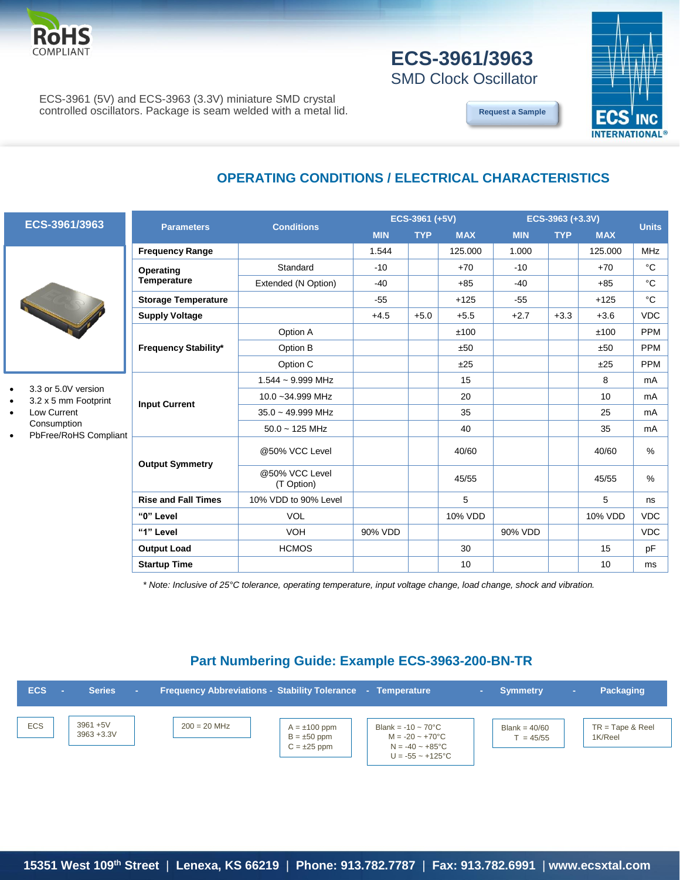# ECS-3961/3963

## SMD Clock Oscillator

ECS-3961 (5V) and ECS-3963 (3.3V) miniature SMD crystal controlled oscillators. Package is seam welded with a metal lid.

Request a Sample

## OPERATING CONDITIONS / ELECTRICAL CHARACTERISTICS

**ECS-3961/3963**

- 3.3 or 5.0V version
- 3.2 x 5 mm Footprint
- Low Current Consumption
- PbFree/RoHS Compliant

| Parameters | Conditions | ECS-3961 (+5V) MIN | ECS-3961 (+5V) TYP | ECS-3961 (+5V) MAX | ECS-3963 (+3.3V) MIN | ECS-3963 (+3.3V) TYP | ECS-3963 (+3.3V) MAX | Units |
|---|---|---|---|---|---|---|---|---|
| **Frequency Range** | | 1.544 | | 125.000 | 1.000 | | 125.000 | MHz |
| **Operating Temperature** | Standard | -10 | | +70 | -10 | | +70 | °C |
| | Extended (N Option) | -40 | | +85 | -40 | | +85 | °C |
| **Storage Temperature** | | -55 | | +125 | -55 | | +125 | °C |
| **Supply Voltage** | | +4.5 | +5.0 | +5.5 | +2.7 | +3.3 | +3.6 | VDC |
| **Frequency Stability*** | Option A | | | ±100 | | | ±100 | PPM |
| | Option B | | | ±50 | | | ±50 | PPM |
| | Option C | | | ±25 | | | ±25 | PPM |
| **Input Current** | 1.544 ~ 9.999 MHz | | | 15 | | | 8 | mA |
| | 10.0 ~34.999 MHz | | | 20 | | | 10 | mA |
| | 35.0 ~ 49.999 MHz | | | 35 | | | 25 | mA |
| | 50.0 ~ 125 MHz | | | 40 | | | 35 | mA |
| **Output Symmetry** | @50% VCC Level | | | 40/60 | | | 40/60 | % |
| | @50% VCC Level (T Option) | | | 45/55 | | | 45/55 | % |
| **Rise and Fall Times** | 10% VDD to 90% Level | | | 5 | | | 5 | ns |
| **"0" Level** | VOL | | | 10% VDD | | | 10% VDD | VDC |
| **"1" Level** | VOH | 90% VDD | | | 90% VDD | | | VDC |
| **Output Load** | HCMOS | | | 30 | | | 15 | pF |
| **Startup Time** | | | | 10 | | | 10 | ms |

*\* Note: Inclusive of 25°C tolerance, operating temperature, input voltage change, load change, shock and vibration.*

## Part Numbering Guide: Example ECS-3963-200-BN-TR

| ECS | Series | Frequency Abbreviations | Stability Tolerance | Temperature | Symmetry | Packaging |
|---|---|---|---|---|---|---|
| ECS | 3961 +5V<br>3963 +3.3V | 200 = 20 MHz | A = ±100 ppm<br>B = ±50 ppm<br>C = ±25 ppm | Blank = -10 ~ 70°C<br>M = -20 ~ +70°C<br>N = -40 ~ +85°C<br>U = -55 ~ +125°C | Blank = 40/60<br>T = 45/55 | TR = Tape & Reel<br>1K/Reel |

15351 West 109th Street | Lenexa, KS 66219 | Phone: 913.782.7787 | Fax: 913.782.6991 | www.ecsxtal.com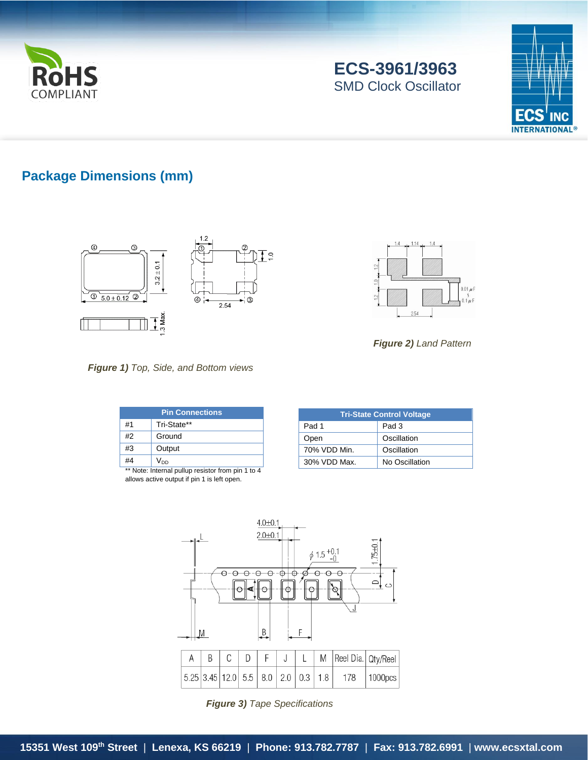# ECS-3961/3963

SMD Clock Oscillator

## Package Dimensions (mm)

4 3 1 2 5.0 ± 0.12 3.2 ± 0.1 1.3 Max.

1.2 1 2 1.0 4 2.54 3

1.4 1.14 1.4 1.2 1.0 1.2 2.54 0.01 μF ~ 0.1 μF

***Figure 2)*** *Land Pattern*

***Figure 1)*** *Top, Side, and Bottom views*

| Pin Connections | |
|---|---|
| #1 | Tri-State** |
| #2 | Ground |
| #3 | Output |
| #4 | $V_{DD}$ |

** Note: Internal pullup resistor from pin 1 to 4 allows active output if pin 1 is left open.

| Tri-State Control Voltage | |
|---|---|
| Pad 1 | Pad 3 |
| Open | Oscillation |
| 70% VDD Min. | Oscillation |
| 30% VDD Max. | No Oscillation |

4.0±0.1 2.0±0.1 L ϕ 1.5 +0.1 -0 1.75±0.1 D C A J M B F

| A | B | C | D | F | J | L | M | Reel Dia. | Qty/Reel |
|---|---|---|---|---|---|---|---|---|---|
| 5.25 | 3.45 | 12.0 | 5.5 | 8.0 | 2.0 | 0.3 | 1.8 | 178 | 1000pcs |

***Figure 3)*** *Tape Specifications*

**15351 West 109th Street | Lenexa, KS 66219 | Phone: 913.782.7787 | Fax: 913.782.6991 | www.ecsxtal.com**